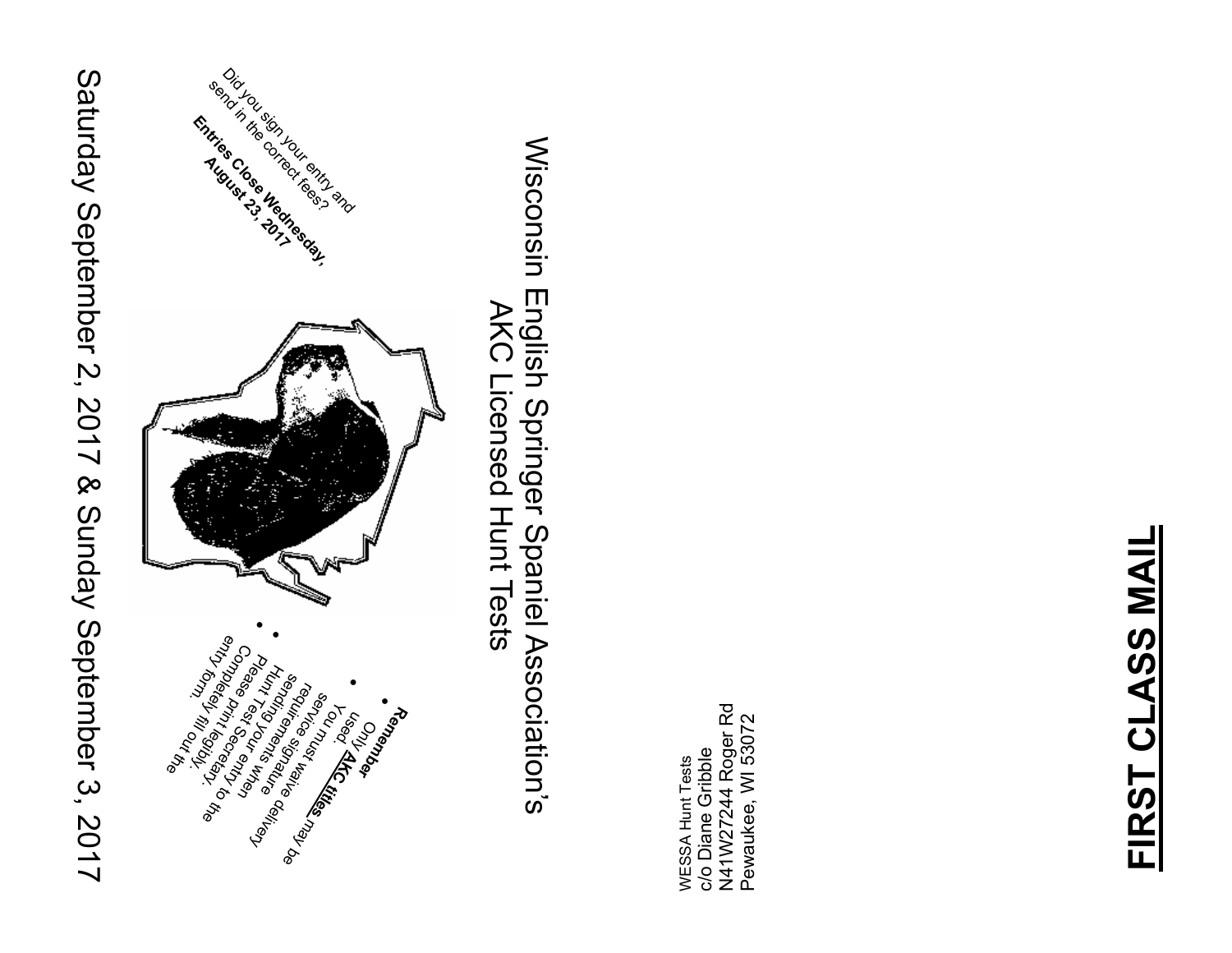# Wisconsin English Springer Spaniel Association's
## AKC Licensed Hunt Tests

## Saturday September 2, 2017 & Sunday September 3, 2017

Did you sign your entry and send in the correct fees?

**Entries Close Wednesday, August 23, 2017**

- **Remember**
- Only **AKC titles** may be used.
- You must waive delivery service signature requirements when sending your entry to the Hunt Test Secretary.
- Please print legibly.
- Completely fill out the entry form.

WESSA Hunt Tests
c/o Diane Gribble
N41W27244 Roger Rd
Pewaukee, WI 53072

**FIRST CLASS MAIL**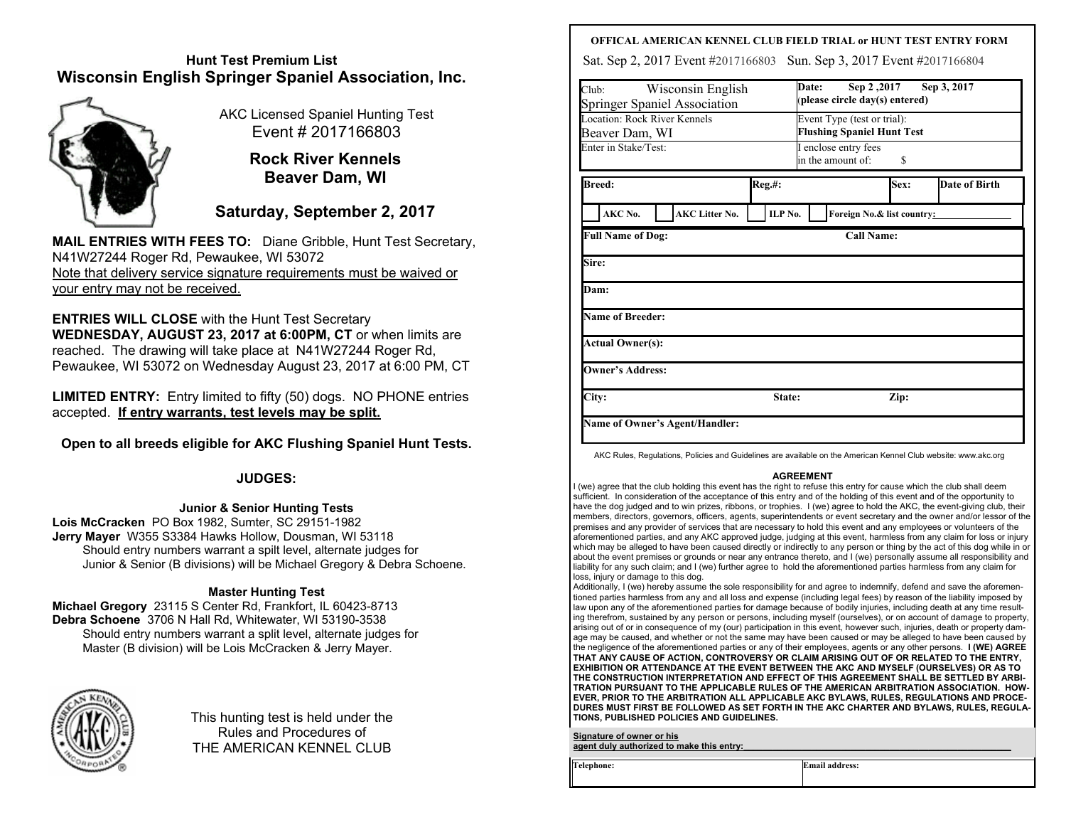## Hunt Test Premium List

# Wisconsin English Springer Spaniel Association, Inc.

AKC Licensed Spaniel Hunting Test
Event # 2017166803

### Rock River Kennels
### Beaver Dam, WI

## Saturday, September 2, 2017

**MAIL ENTRIES WITH FEES TO:** Diane Gribble, Hunt Test Secretary, N41W27244 Roger Rd, Pewaukee, WI 53072
Note that delivery service signature requirements must be waived or your entry may not be received.

**ENTRIES WILL CLOSE** with the Hunt Test Secretary **WEDNESDAY, AUGUST 23, 2017 at 6:00PM, CT** or when limits are reached. The drawing will take place at N41W27244 Roger Rd, Pewaukee, WI 53072 on Wednesday August 23, 2017 at 6:00 PM, CT

**LIMITED ENTRY:** Entry limited to fifty (50) dogs. NO PHONE entries accepted. **If entry warrants, test levels may be split.**

**Open to all breeds eligible for AKC Flushing Spaniel Hunt Tests.**

### JUDGES:

**Junior & Senior Hunting Tests**

**Lois McCracken** PO Box 1982, Sumter, SC 29151-1982
**Jerry Mayer** W355 S3384 Hawks Hollow, Dousman, WI 53118
Should entry numbers warrant a spilt level, alternate judges for Junior & Senior (B divisions) will be Michael Gregory & Debra Schoene.

**Master Hunting Test**

**Michael Gregory** 23115 S Center Rd, Frankfort, IL 60423-8713
**Debra Schoene** 3706 N Hall Rd, Whitewater, WI 53190-3538
Should entry numbers warrant a split level, alternate judges for Master (B division) will be Lois McCracken & Jerry Mayer.

This hunting test is held under the Rules and Procedures of THE AMERICAN KENNEL CLUB

---

**OFFICAL AMERICAN KENNEL CLUB FIELD TRIAL or HUNT TEST ENTRY FORM**

Sat. Sep 2, 2017 Event #2017166803 Sun. Sep 3, 2017 Event #2017166804

| | |
|---|---|
| Club: Wisconsin English Springer Spaniel Association | **Date: Sep 2 ,2017 Sep 3, 2017** **(please circle day(s) entered)** |
| Location: Rock River Kennels Beaver Dam, WI | Event Type (test or trial): **Flushing Spaniel Hunt Test** |
| Enter in Stake/Test: | I enclose entry fees in the amount of: $ |

| **Breed:** | **Reg.#:** | **Sex:** | **Date of Birth** |
|---|---|---|---|
| | | | |

☐ **AKC No.** ☐ **AKC Litter No.** ☐ **ILP No.** ☐ **Foreign No.& list country:**\_\_\_\_\_\_\_\_\_\_\_\_\_\_\_\_

**Full Name of Dog:** **Call Name:**

**Sire:**

**Dam:**

**Name of Breeder:**

**Actual Owner(s):**

**Owner's Address:**

**City:** **State:** **Zip:**

**Name of Owner's Agent/Handler:**

AKC Rules, Regulations, Policies and Guidelines are available on the American Kennel Club website: www.akc.org

**AGREEMENT**

I (we) agree that the club holding this event has the right to refuse this entry for cause which the club shall deem sufficient. In consideration of the acceptance of this entry and of the holding of this event and of the opportunity to have the dog judged and to win prizes, ribbons, or trophies. I (we) agree to hold the AKC, the event-giving club, their members, directors, governors, officers, agents, superintendents or event secretary and the owner and/or lessor of the premises and any provider of services that are necessary to hold this event and any employees or volunteers of the aforementioned parties, and any AKC approved judge, judging at this event, harmless from any claim for loss or injury which may be alleged to have been caused directly or indirectly to any person or thing by the act of this dog while in or about the event premises or grounds or near any entrance thereto, and I (we) personally assume all responsibility and liability for any such claim; and I (we) further agree to hold the aforementioned parties harmless from any claim for loss, injury or damage to this dog.
Additionally, I (we) hereby assume the sole responsibility for and agree to indemnify, defend and save the aforementioned parties harmless from any and all loss and expense (including legal fees) by reason of the liability imposed by law upon any of the aforementioned parties for damage because of bodily injuries, including death at any time resulting therefrom, sustained by any person or persons, including myself (ourselves), or on account of damage to property, arising out of or in consequence of my (our) participation in this event, however such, injuries, death or property damage may be caused, and whether or not the same may have been caused or may be alleged to have been caused by the negligence of the aforementioned parties or any of their employees, agents or any other persons. **I (WE) AGREE THAT ANY CAUSE OF ACTION, CONTROVERSY OR CLAIM ARISING OUT OF OR RELATED TO THE ENTRY, EXHIBITION OR ATTENDANCE AT THE EVENT BETWEEN THE AKC AND MYSELF (OURSELVES) OR AS TO THE CONSTRUCTION INTERPRETATION AND EFFECT OF THIS AGREEMENT SHALL BE SETTLED BY ARBITRATION PURSUANT TO THE APPLICABLE RULES OF THE AMERICAN ARBITRATION ASSOCIATION. HOWEVER, PRIOR TO THE ARBITRATION ALL APPLICABLE AKC BYLAWS, RULES, REGULATIONS AND PROCEDURES MUST FIRST BE FOLLOWED AS SET FORTH IN THE AKC CHARTER AND BYLAWS, RULES, REGULATIONS, PUBLISHED POLICIES AND GUIDELINES.**

**Signature of owner or his agent duly authorized to make this entry:**\_\_\_\_\_\_\_\_\_\_\_\_\_\_\_\_\_\_\_\_\_\_\_\_\_\_\_\_\_\_\_\_

| **Telephone:** | **Email address:** |
|---|---|
| | |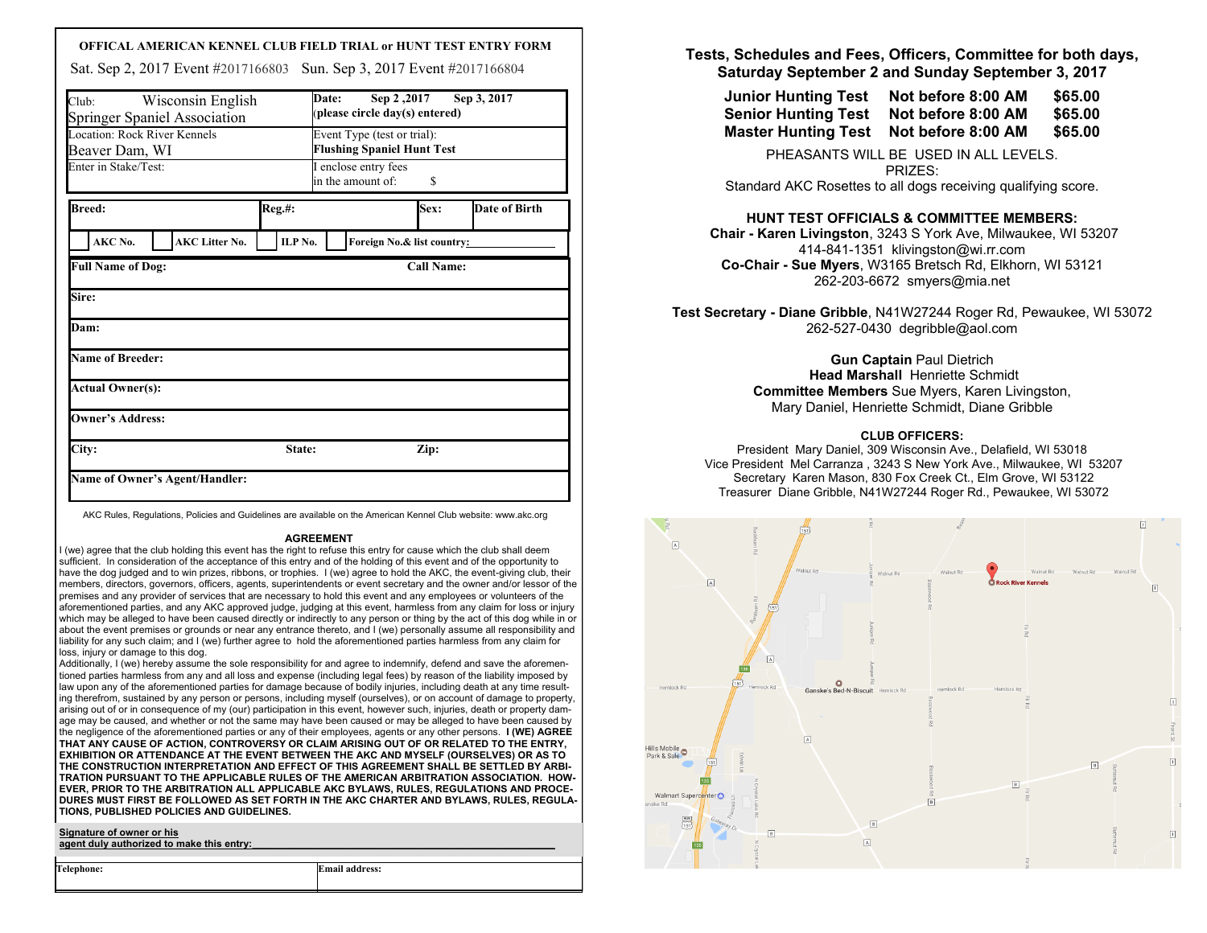**OFFICAL AMERICAN KENNEL CLUB FIELD TRIAL or HUNT TEST ENTRY FORM**

Sat. Sep 2, 2017 Event #2017166803 Sun. Sep 3, 2017 Event #2017166804

| | |
|---|---|
| Club: Wisconsin English Springer Spaniel Association | **Date:** Sep 2 ,2017 Sep 3, 2017 (**please circle day(s) entered)** |
| Location: Rock River Kennels Beaver Dam, WI | Event Type (test or trial): **Flushing Spaniel Hunt Test** |
| Enter in Stake/Test: | I enclose entry fees in the amount of: $ |

| | | | |
|---|---|---|---|
| **Breed:** | **Reg.#:** | **Sex:** | **Date of Birth** |

☐ **AKC No.** ☐ **AKC Litter No.** ☐ **ILP No.** ☐ **Foreign No.& list country:**_______________

| | |
|---|---|
| **Full Name of Dog:** | **Call Name:** |
| **Sire:** | |
| **Dam:** | |
| **Name of Breeder:** | |
| **Actual Owner(s):** | |
| **Owner's Address:** | |
| **City:** **State:** | **Zip:** |
| **Name of Owner's Agent/Handler:** | |

AKC Rules, Regulations, Policies and Guidelines are available on the American Kennel Club website: www.akc.org

**AGREEMENT**

I (we) agree that the club holding this event has the right to refuse this entry for cause which the club shall deem sufficient. In consideration of the acceptance of this entry and of the holding of this event and of the opportunity to have the dog judged and to win prizes, ribbons, or trophies. I (we) agree to hold the AKC, the event-giving club, their members, directors, governors, officers, agents, superintendents or event secretary and the owner and/or lessor of the premises and any provider of services that are necessary to hold this event and any employees or volunteers of the aforementioned parties, and any AKC approved judge, judging at this event, harmless from any claim for loss or injury which may be alleged to have been caused directly or indirectly to any person or thing by the act of this dog while in or about the event premises or grounds or near any entrance thereto, and I (we) personally assume all responsibility and liability for any such claim; and I (we) further agree to hold the aforementioned parties harmless from any claim for loss, injury or damage to this dog.

Additionally, I (we) hereby assume the sole responsibility for and agree to indemnify, defend and save the aforementioned parties harmless from any and all loss and expense (including legal fees) by reason of the liability imposed by law upon any of the aforementioned parties for damage because of bodily injuries, including death at any time resulting therefrom, sustained by any person or persons, including myself (ourselves), or on account of damage to property, arising out of or in consequence of my (our) participation in this event, however such, injuries, death or property damage may be caused, and whether or not the same may have been caused or may be alleged to have been caused by the negligence of the aforementioned parties or any of their employees, agents or any other persons. **I (WE) AGREE THAT ANY CAUSE OF ACTION, CONTROVERSY OR CLAIM ARISING OUT OF OR RELATED TO THE ENTRY, EXHIBITION OR ATTENDANCE AT THE EVENT BETWEEN THE AKC AND MYSELF (OURSELVES) OR AS TO THE CONSTRUCTION INTERPRETATION AND EFFECT OF THIS AGREEMENT SHALL BE SETTLED BY ARBITRATION PURSUANT TO THE APPLICABLE RULES OF THE AMERICAN ARBITRATION ASSOCIATION. HOWEVER, PRIOR TO THE ARBITRATION ALL APPLICABLE AKC BYLAWS, RULES, REGULATIONS AND PROCEDURES MUST FIRST BE FOLLOWED AS SET FORTH IN THE AKC CHARTER AND BYLAWS, RULES, REGULATIONS, PUBLISHED POLICIES AND GUIDELINES.**

**Signature of owner or his agent duly authorized to make this entry:**_______________________________________________

| | |
|---|---|
| **Telephone:** | **Email address:** |

## Tests, Schedules and Fees, Officers, Committee for both days, Saturday September 2 and Sunday September 3, 2017

| | | |
|---|---|---|
| **Junior Hunting Test** | **Not before 8:00 AM** | **$65.00** |
| **Senior Hunting Test** | **Not before 8:00 AM** | **$65.00** |
| **Master Hunting Test** | **Not before 8:00 AM** | **$65.00** |

PHEASANTS WILL BE USED IN ALL LEVELS.

PRIZES:

Standard AKC Rosettes to all dogs receiving qualifying score.

**HUNT TEST OFFICIALS & COMMITTEE MEMBERS:**

**Chair - Karen Livingston**, 3243 S York Ave, Milwaukee, WI 53207
414-841-1351 klivingston@wi.rr.com

**Co-Chair - Sue Myers**, W3165 Bretsch Rd, Elkhorn, WI 53121
262-203-6672 smyers@mia.net

**Test Secretary - Diane Gribble**, N41W27244 Roger Rd, Pewaukee, WI 53072
262-527-0430 degribble@aol.com

**Gun Captain** Paul Dietrich

**Head Marshall** Henriette Schmidt

**Committee Members** Sue Myers, Karen Livingston, Mary Daniel, Henriette Schmidt, Diane Gribble

**CLUB OFFICERS:**

President Mary Daniel, 309 Wisconsin Ave., Delafield, WI 53018

Vice President Mel Carranza , 3243 S New York Ave., Milwaukee, WI 53207

Secretary Karen Mason, 830 Fox Creek Ct., Elm Grove, WI 53122

Treasurer Diane Gribble, N41W27244 Roger Rd., Pewaukee, WI 53072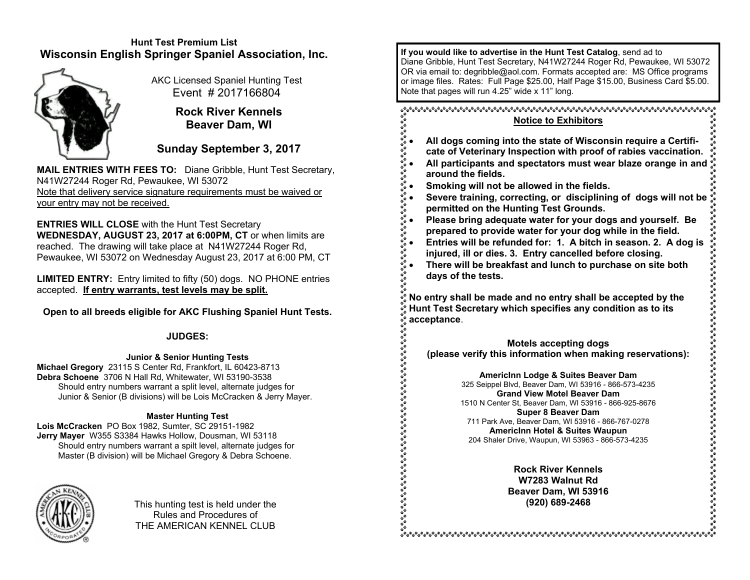Hunt Test Premium List

# Wisconsin English Springer Spaniel Association, Inc.

AKC Licensed Spaniel Hunting Test
Event # 2017166804

## Rock River Kennels
## Beaver Dam, WI

## Sunday September 3, 2017

**MAIL ENTRIES WITH FEES TO:** Diane Gribble, Hunt Test Secretary, N41W27244 Roger Rd, Pewaukee, WI 53072
Note that delivery service signature requirements must be waived or your entry may not be received.

**ENTRIES WILL CLOSE** with the Hunt Test Secretary **WEDNESDAY, AUGUST 23, 2017 at 6:00PM, CT** or when limits are reached. The drawing will take place at N41W27244 Roger Rd, Pewaukee, WI 53072 on Wednesday August 23, 2017 at 6:00 PM, CT

**LIMITED ENTRY:** Entry limited to fifty (50) dogs. NO PHONE entries accepted. **If entry warrants, test levels may be split.**

**Open to all breeds eligible for AKC Flushing Spaniel Hunt Tests.**

### JUDGES:

**Junior & Senior Hunting Tests**

**Michael Gregory** 23115 S Center Rd, Frankfort, IL 60423-8713
**Debra Schoene** 3706 N Hall Rd, Whitewater, WI 53190-3538
Should entry numbers warrant a split level, alternate judges for Junior & Senior (B divisions) will be Lois McCracken & Jerry Mayer.

**Master Hunting Test**

**Lois McCracken** PO Box 1982, Sumter, SC 29151-1982
**Jerry Mayer** W355 S3384 Hawks Hollow, Dousman, WI 53118
Should entry numbers warrant a spilt level, alternate judges for Master (B division) will be Michael Gregory & Debra Schoene.

This hunting test is held under the Rules and Procedures of THE AMERICAN KENNEL CLUB

**If you would like to advertise in the Hunt Test Catalog**, send ad to Diane Gribble, Hunt Test Secretary, N41W27244 Roger Rd, Pewaukee, WI 53072 OR via email to: degribble@aol.com. Formats accepted are: MS Office programs or image files. Rates: Full Page $25.00, Half Page $15.00, Business Card $5.00. Note that pages will run 4.25" wide x 11" long.

### Notice to Exhibitors

- **All dogs coming into the state of Wisconsin require a Certificate of Veterinary Inspection with proof of rabies vaccination.**
- **All participants and spectators must wear blaze orange in and around the fields.**
- **Smoking will not be allowed in the fields.**
- **Severe training, correcting, or disciplining of dogs will not be permitted on the Hunting Test Grounds.**
- **Please bring adequate water for your dogs and yourself. Be prepared to provide water for your dog while in the field.**
- **Entries will be refunded for: 1. A bitch in season. 2. A dog is injured, ill or dies. 3. Entry cancelled before closing.**
- **There will be breakfast and lunch to purchase on site both days of the tests.**

**No entry shall be made and no entry shall be accepted by the Hunt Test Secretary which specifies any condition as to its acceptance**.

**Motels accepting dogs**
**(please verify this information when making reservations):**

**AmericInn Lodge & Suites Beaver Dam**
325 Seippel Blvd, Beaver Dam, WI 53916 - 866-573-4235
**Grand View Motel Beaver Dam**
1510 N Center St, Beaver Dam, WI 53916 - 866-925-8676
**Super 8 Beaver Dam**
711 Park Ave, Beaver Dam, WI 53916 - 866-767-0278
**AmericInn Hotel & Suites Waupun**
204 Shaler Drive, Waupun, WI 53963 - 866-573-4235

**Rock River Kennels**
**W7283 Walnut Rd**
**Beaver Dam, WI 53916**
**(920) 689-2468**